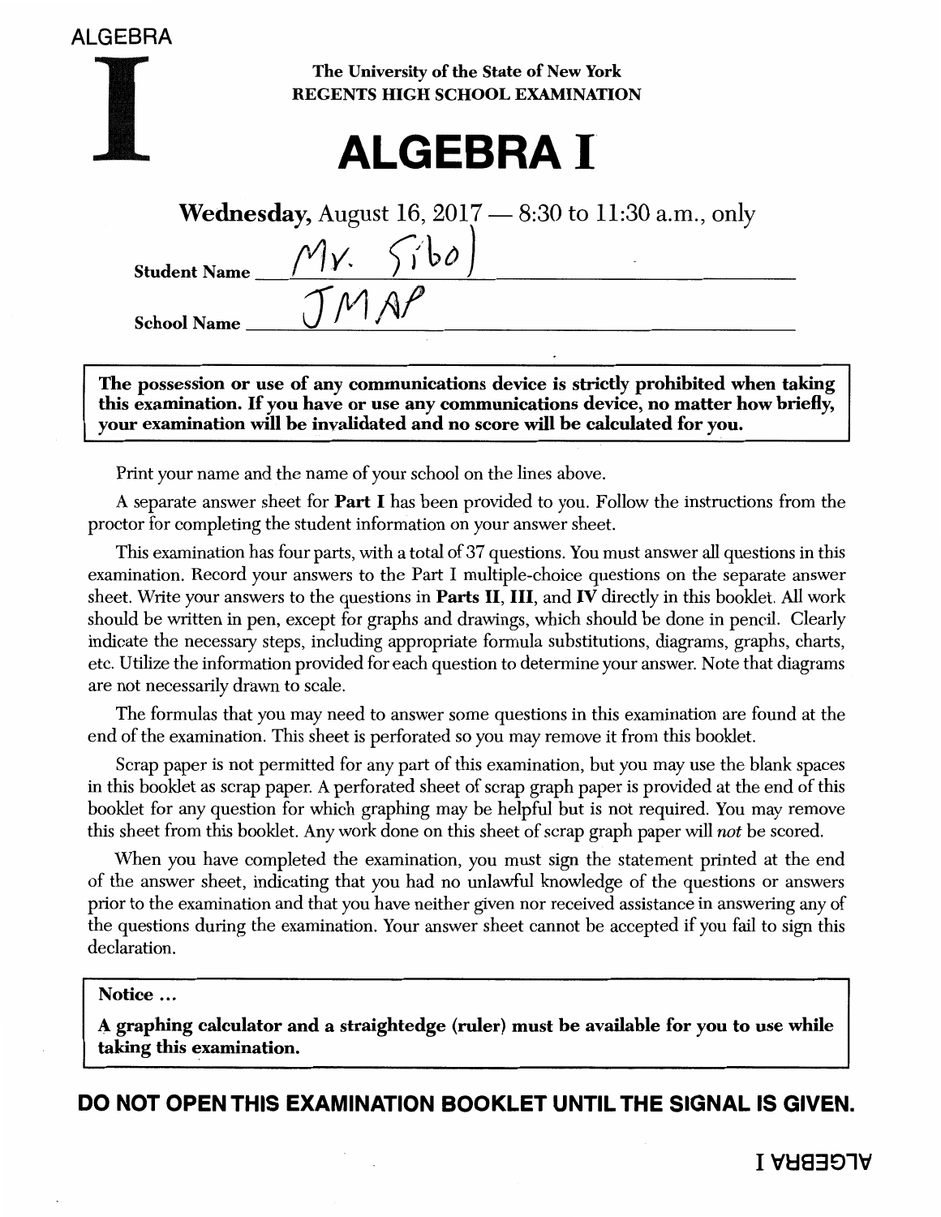ALGEBRA

# I

**The University of the State of New York**
**REGENTS HIGH SCHOOL EXAMINATION**

# ALGEBRA I

**Wednesday,** August 16, 2017 — 8:30 to 11:30 a.m., only

**Student Name** Mr. Sibol

**School Name** JMAP

**The possession or use of any communications device is strictly prohibited when taking this examination. If you have or use any communications device, no matter how briefly, your examination will be invalidated and no score will be calculated for you.**

Print your name and the name of your school on the lines above.

A separate answer sheet for **Part I** has been provided to you. Follow the instructions from the proctor for completing the student information on your answer sheet.

This examination has four parts, with a total of 37 questions. You must answer all questions in this examination. Record your answers to the Part I multiple-choice questions on the separate answer sheet. Write your answers to the questions in **Parts II, III,** and **IV** directly in this booklet. All work should be written in pen, except for graphs and drawings, which should be done in pencil. Clearly indicate the necessary steps, including appropriate formula substitutions, diagrams, graphs, charts, etc. Utilize the information provided for each question to determine your answer. Note that diagrams are not necessarily drawn to scale.

The formulas that you may need to answer some questions in this examination are found at the end of the examination. This sheet is perforated so you may remove it from this booklet.

Scrap paper is not permitted for any part of this examination, but you may use the blank spaces in this booklet as scrap paper. A perforated sheet of scrap graph paper is provided at the end of this booklet for any question for which graphing may be helpful but is not required. You may remove this sheet from this booklet. Any work done on this sheet of scrap graph paper will *not* be scored.

When you have completed the examination, you must sign the statement printed at the end of the answer sheet, indicating that you had no unlawful knowledge of the questions or answers prior to the examination and that you have neither given nor received assistance in answering any of the questions during the examination. Your answer sheet cannot be accepted if you fail to sign this declaration.

**Notice …**

**A graphing calculator and a straightedge (ruler) must be available for you to use while taking this examination.**

**DO NOT OPEN THIS EXAMINATION BOOKLET UNTIL THE SIGNAL IS GIVEN.**

ALGEBRA I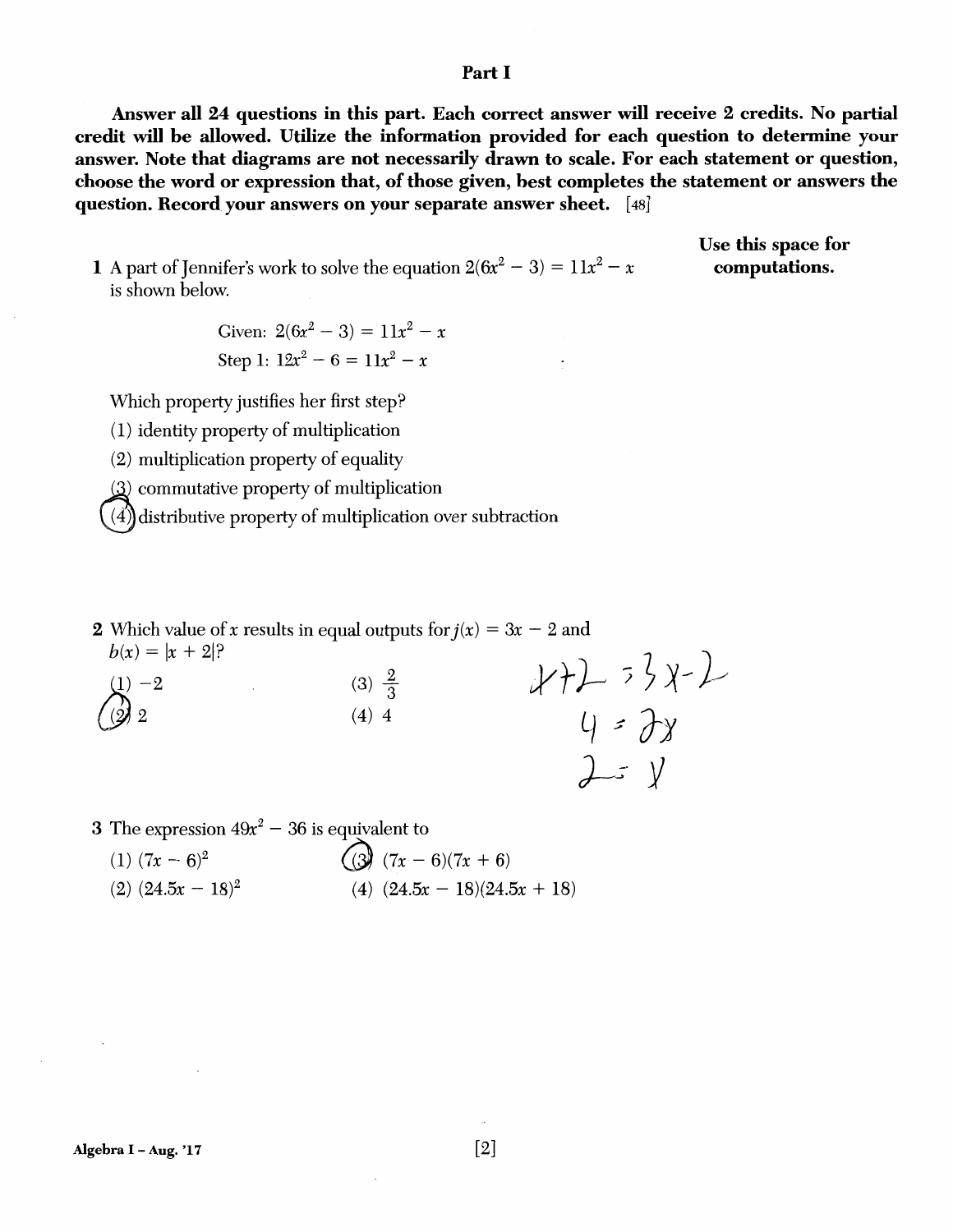## Part I

**Answer all 24 questions in this part. Each correct answer will receive 2 credits. No partial credit will be allowed. Utilize the information provided for each question to determine your answer. Note that diagrams are not necessarily drawn to scale. For each statement or question, choose the word or expression that, of those given, best completes the statement or answers the question. Record your answers on your separate answer sheet.** [48]

**Use this space for computations.**

1 A part of Jennifer's work to solve the equation $2(6x^2 - 3) = 11x^2 - x$ is shown below.

Given: $2(6x^2 - 3) = 11x^2 - x$

Step 1: $12x^2 - 6 = 11x^2 - x$

Which property justifies her first step?

(1) identity property of multiplication

(2) multiplication property of equality

(3) commutative property of multiplication

(4) distributive property of multiplication over subtraction

2 Which value of $x$ results in equal outputs for $j(x) = 3x - 2$ and $b(x) = |x + 2|$?

(1) $-2$

(2) $2$

(3) $\frac{2}{3}$

(4) $4$

$x+2 = 3x-2$

$4 = 2x$

$2 = x$

3 The expression $49x^2 - 36$ is equivalent to

(1) $(7x - 6)^2$

(2) $(24.5x - 18)^2$

(3) $(7x - 6)(7x + 6)$

(4) $(24.5x - 18)(24.5x + 18)$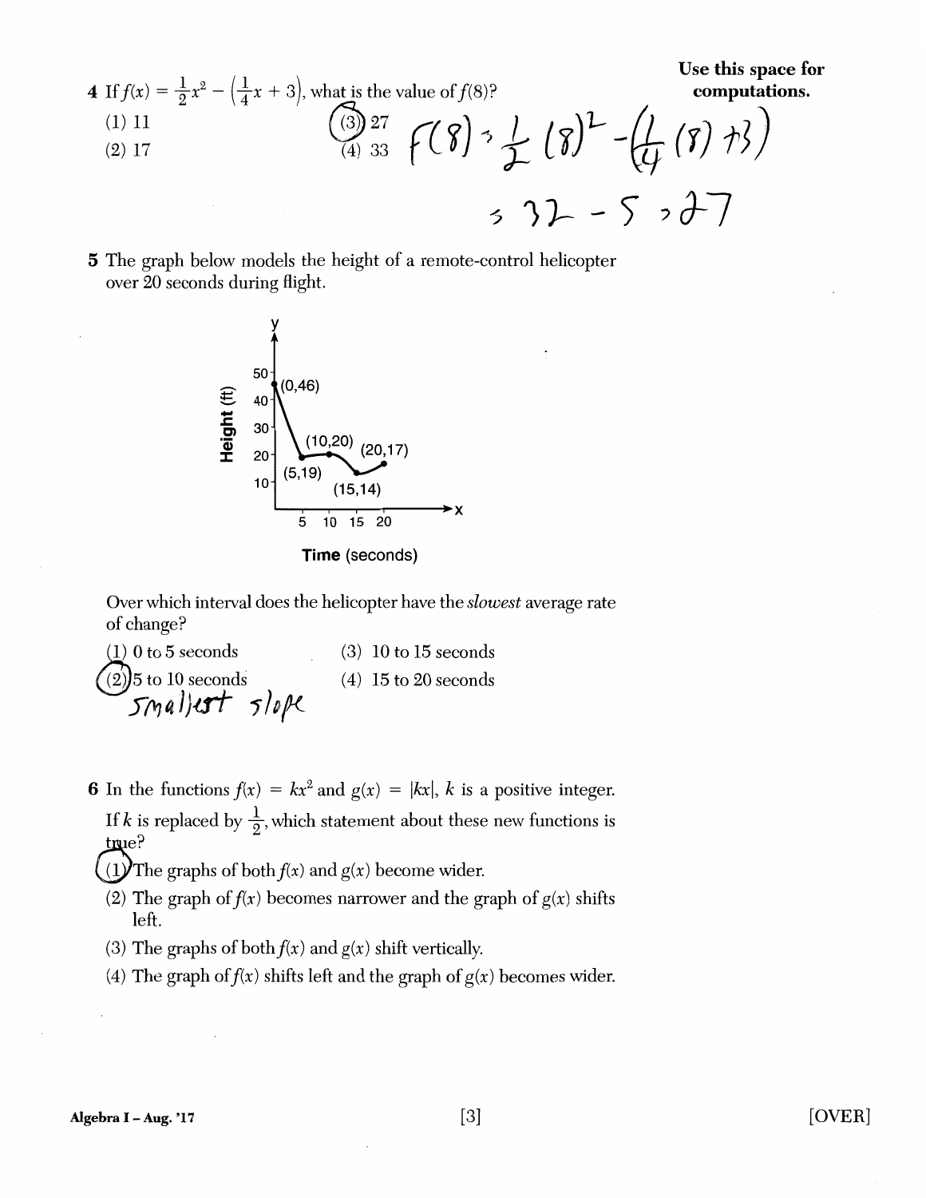**Use this space for computations.**

4 If $f(x) = \frac{1}{2}x^2 - \left(\frac{1}{4}x + 3\right)$, what is the value of $f(8)$?

(1) 11  
(2) 17  
(3) 27  
(4) 33

$f(8) = \frac{1}{2}(8)^2 - \left(\frac{1}{4}(8) + 3\right)$

$= 32 - 5 = 27$

5 The graph below models the height of a remote-control helicopter over 20 seconds during flight.

Graph: Height (ft) vs. Time (seconds), with labeled points (0,46), (5,19), (10,20), (15,14), (20,17).

Over which interval does the helicopter have the *slowest* average rate of change?

(1) 0 to 5 seconds  
(2) 5 to 10 seconds  
(3) 10 to 15 seconds  
(4) 15 to 20 seconds

Smallest slope

6 In the functions $f(x) = kx^2$ and $g(x) = |kx|$, $k$ is a positive integer. If $k$ is replaced by $\frac{1}{2}$, which statement about these new functions is true?

(1) The graphs of both $f(x)$ and $g(x)$ become wider.  
(2) The graph of $f(x)$ becomes narrower and the graph of $g(x)$ shifts left.  
(3) The graphs of both $f(x)$ and $g(x)$ shift vertically.  
(4) The graph of $f(x)$ shifts left and the graph of $g(x)$ becomes wider.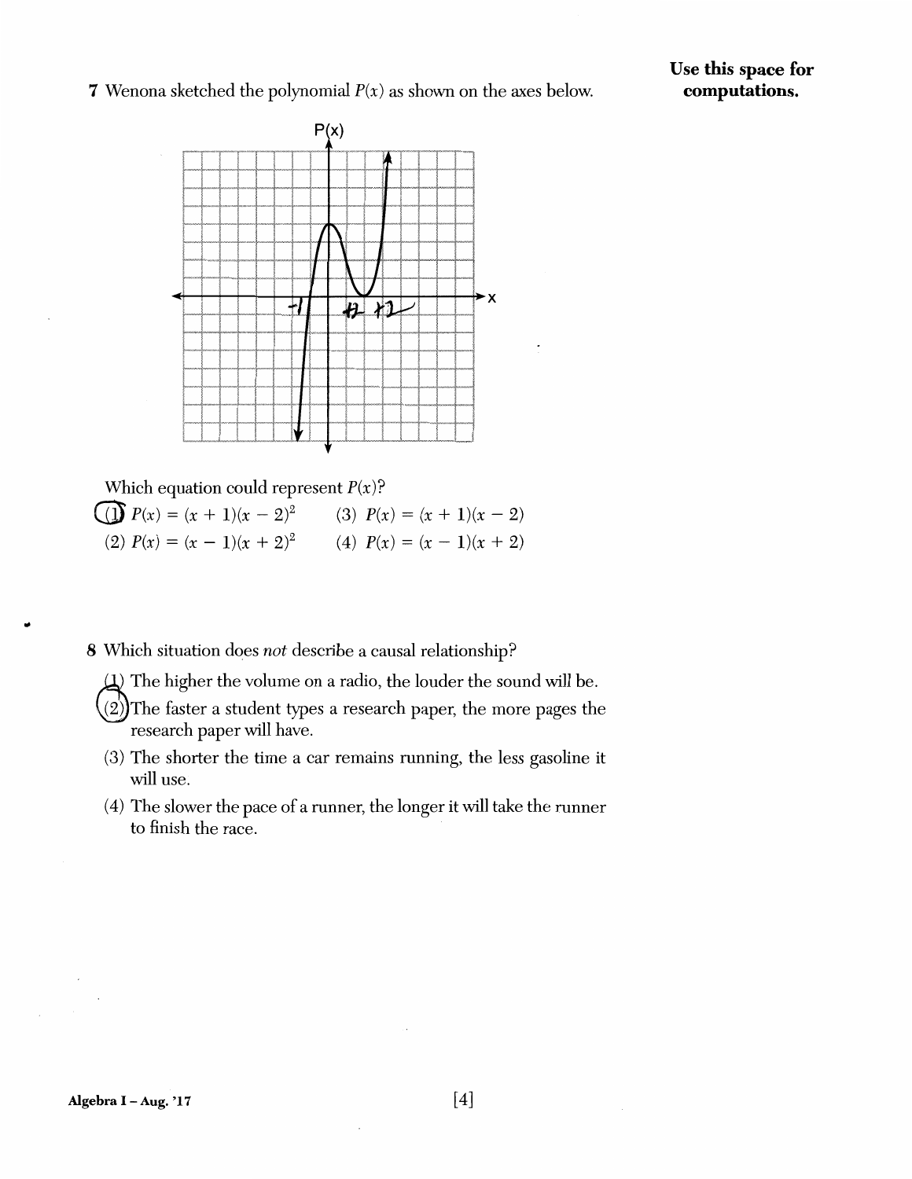7 Wenona sketched the polynomial $P(x)$ as shown on the axes below.

Use this space for computations.

Which equation could represent $P(x)$?

(1) $P(x) = (x + 1)(x - 2)^2$

(2) $P(x) = (x - 1)(x + 2)^2$

(3) $P(x) = (x + 1)(x - 2)$

(4) $P(x) = (x - 1)(x + 2)$

8 Which situation does *not* describe a causal relationship?

(1) The higher the volume on a radio, the louder the sound will be.

(2) The faster a student types a research paper, the more pages the research paper will have.

(3) The shorter the time a car remains running, the less gasoline it will use.

(4) The slower the pace of a runner, the longer it will take the runner to finish the race.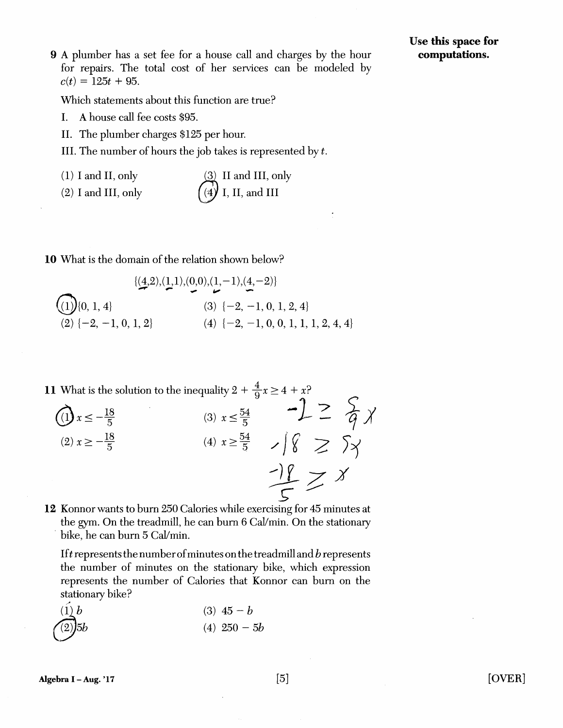Use this space for computations.

**9** A plumber has a set fee for a house call and charges by the hour for repairs. The total cost of her services can be modeled by $c(t) = 125t + 95$.

Which statements about this function are true?

I. A house call fee costs \$95.

II. The plumber charges \$125 per hour.

III. The number of hours the job takes is represented by $t$.

(1) I and II, only
(2) I and III, only
(3) II and III, only
(4) I, II, and III

**10** What is the domain of the relation shown below?

$$\{(4,2),(1,1),(0,0),(1,-1),(4,-2)\}$$

(1) $\{0, 1, 4\}$
(2) $\{-2, -1, 0, 1, 2\}$
(3) $\{-2, -1, 0, 1, 2, 4\}$
(4) $\{-2, -1, 0, 0, 1, 1, 1, 2, 4, 4\}$

**11** What is the solution to the inequality $2 + \frac{4}{9}x \geq 4 + x$?

(1) $x \leq -\frac{18}{5}$
(2) $x \geq -\frac{18}{5}$
(3) $x \leq \frac{54}{5}$
(4) $x \geq \frac{54}{5}$

**12** Konnor wants to burn 250 Calories while exercising for 45 minutes at the gym. On the treadmill, he can burn 6 Cal/min. On the stationary bike, he can burn 5 Cal/min.

If $t$ represents the number of minutes on the treadmill and $b$ represents the number of minutes on the stationary bike, which expression represents the number of Calories that Konnor can burn on the stationary bike?

(1) $b$
(2) $5b$
(3) $45 - b$
(4) $250 - 5b$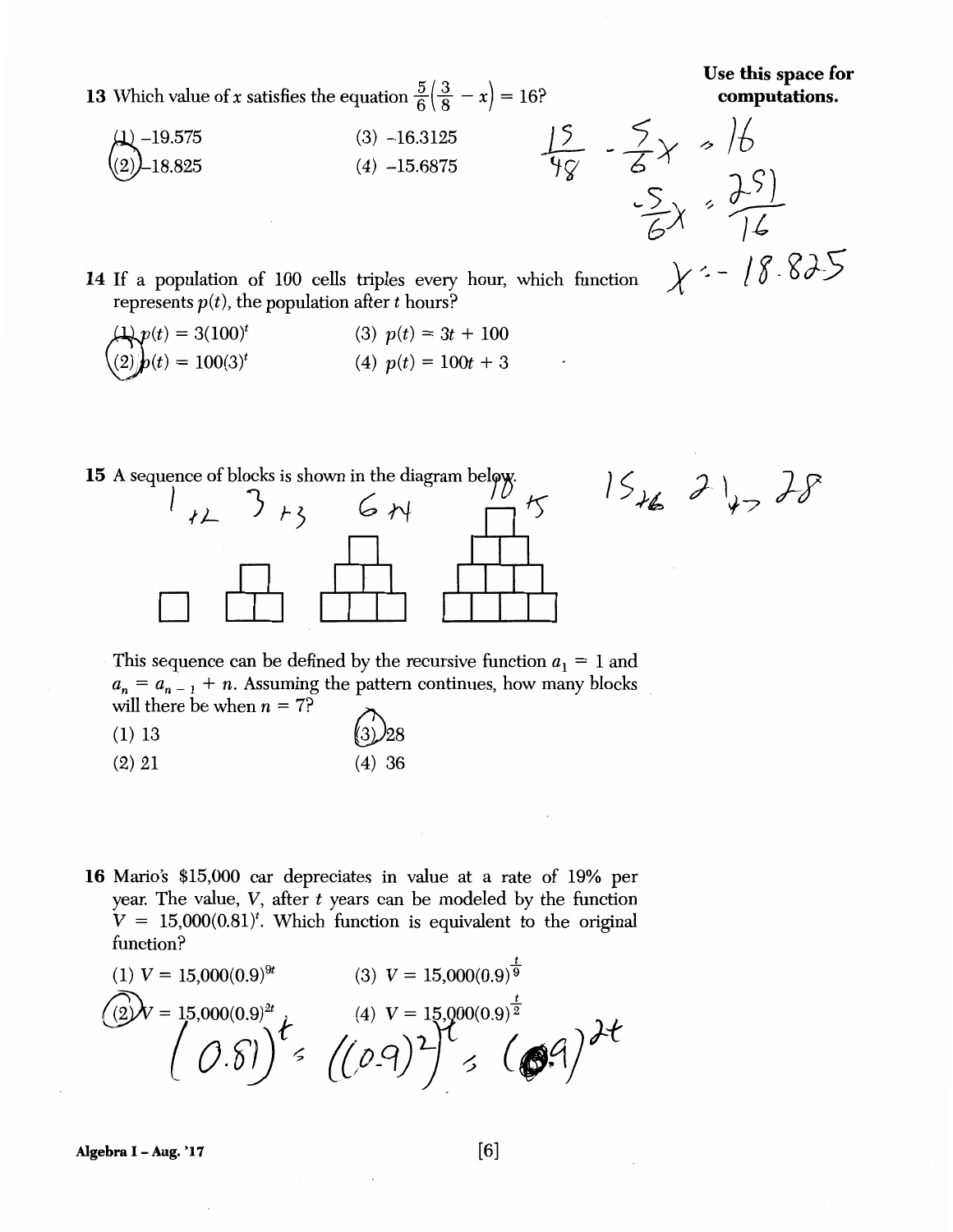Use this space for computations.

13 Which value of $x$ satisfies the equation $\frac{5}{6}\left(\frac{3}{8} - x\right) = 16$?

(1) –19.575
(2) –18.825
(3) –16.3125
(4) –15.6875

$\frac{15}{48} - \frac{5}{6}x = 16$

$-\frac{5}{6}x = \frac{251}{16}$

$x = -18.825$

14 If a population of 100 cells triples every hour, which function represents $p(t)$, the population after $t$ hours?

(1) $p(t) = 3(100)^t$
(2) $p(t) = 100(3)^t$
(3) $p(t) = 3t + 100$
(4) $p(t) = 100t + 3$

15 A sequence of blocks is shown in the diagram below.

1 +2 3 +3 6 +4 10 +5 15 +6 21 +7 28

This sequence can be defined by the recursive function $a_1 = 1$ and $a_n = a_{n-1} + n$. Assuming the pattern continues, how many blocks will there be when $n = 7$?

(1) 13
(2) 21
(3) 28
(4) 36

16 Mario's $15,000 car depreciates in value at a rate of 19% per year. The value, $V$, after $t$ years can be modeled by the function $V = 15{,}000(0.81)^t$. Which function is equivalent to the original function?

(1) $V = 15{,}000(0.9)^{9t}$
(2) $V = 15{,}000(0.9)^{2t}$
(3) $V = 15{,}000(0.9)^{\frac{t}{9}}$
(4) $V = 15{,}000(0.9)^{\frac{t}{2}}$

$(0.81)^t = ((0.9)^2)^t = (0.9)^{2t}$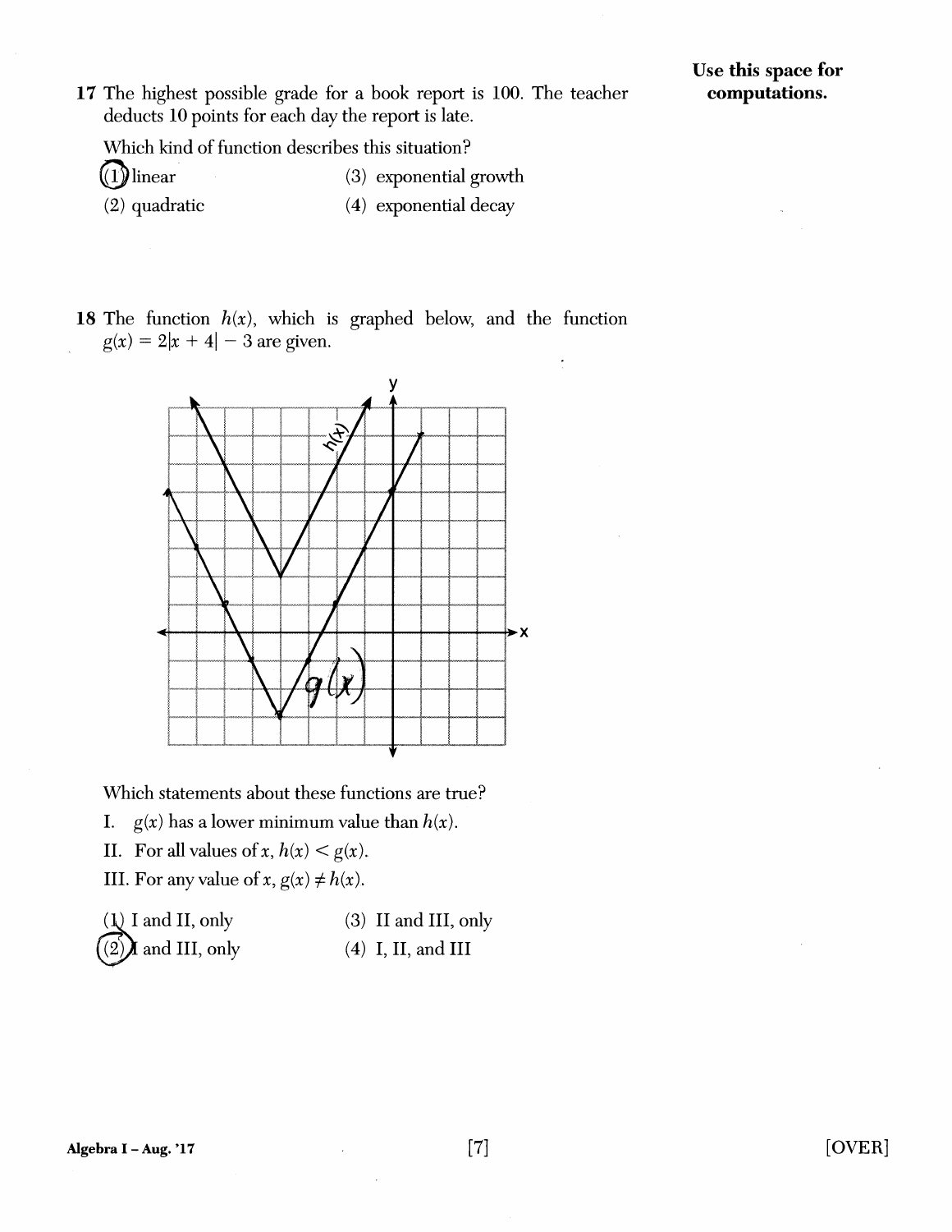Use this space for computations.

17 The highest possible grade for a book report is 100. The teacher deducts 10 points for each day the report is late.

Which kind of function describes this situation?

(1) linear  
(2) quadratic  
(3) exponential growth  
(4) exponential decay

18 The function $h(x)$, which is graphed below, and the function $g(x) = 2|x + 4| - 3$ are given.

Which statements about these functions are true?

I. $g(x)$ has a lower minimum value than $h(x)$.

II. For all values of $x$, $h(x) < g(x)$.

III. For any value of $x$, $g(x) \neq h(x)$.

(1) I and II, only  
(2) I and III, only  
(3) II and III, only  
(4) I, II, and III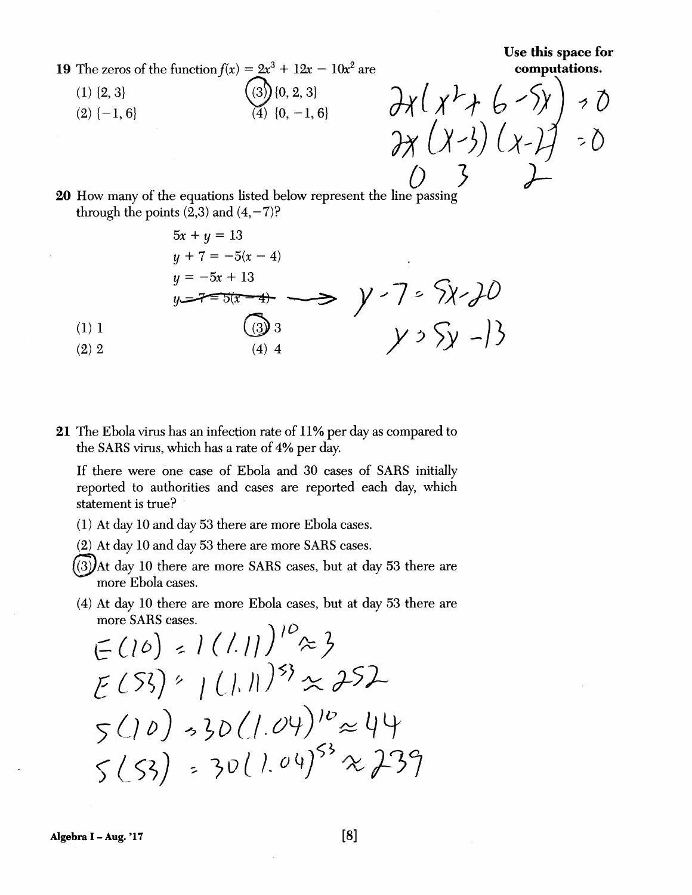**Use this space for computations.**

**19** The zeros of the function $f(x) = 2x^3 + 12x - 10x^2$ are

(1) $\{2, 3\}$

(2) $\{-1, 6\}$

(3) $\{0, 2, 3\}$ ← circled

(4) $\{0, -1, 6\}$

$$2x(x^2 + 6 - 5x) = 0$$

$$2x(x-3)(x-2) = 0$$

$$0 \quad 3 \quad 2$$

**20** How many of the equations listed below represent the line passing through the points (2,3) and (4,−7)?

$$5x + y = 13$$

$$y + 7 = -5(x - 4)$$

$$y = -5x + 13$$

$$\sout{y - 7 = 5(x - 4)} \longrightarrow y - 7 = 5x - 20$$

$$y = 5y - 13$$

(1) 1

(2) 2

(3) 3 ← circled

(4) 4

**21** The Ebola virus has an infection rate of 11% per day as compared to the SARS virus, which has a rate of 4% per day.

If there were one case of Ebola and 30 cases of SARS initially reported to authorities and cases are reported each day, which statement is true?

(1) At day 10 and day 53 there are more Ebola cases.

(2) At day 10 and day 53 there are more SARS cases.

(3) At day 10 there are more SARS cases, but at day 53 there are more Ebola cases. ← circled

(4) At day 10 there are more Ebola cases, but at day 53 there are more SARS cases.

$$E(10) = 1(1.11)^{10} \approx 3$$

$$E(53) = 1(1.11)^{53} \approx 252$$

$$S(10) = 30(1.04)^{10} \approx 44$$

$$S(53) = 30(1.04)^{53} \approx 239$$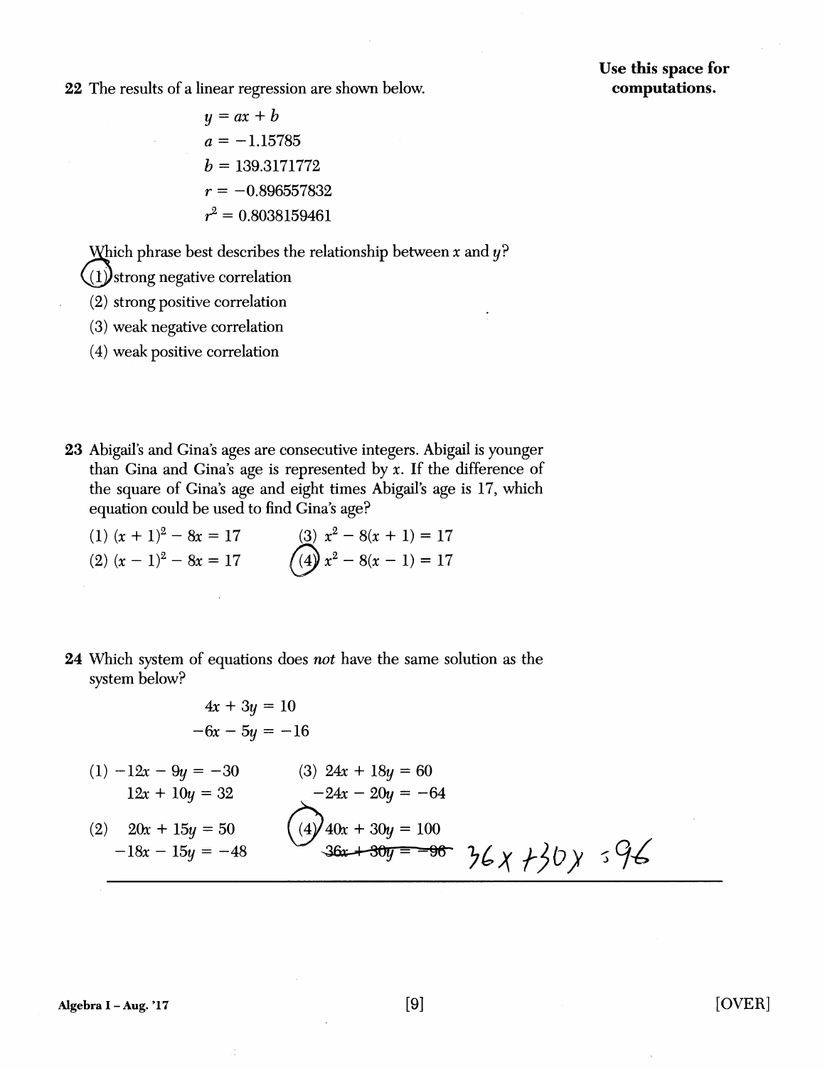**Use this space for computations.**

**22** The results of a linear regression are shown below.

$$y = ax + b$$
$$a = -1.15785$$
$$b = 139.3171772$$
$$r = -0.896557832$$
$$r^2 = 0.8038159461$$

Which phrase best describes the relationship between $x$ and $y$?

(1) strong negative correlation

(2) strong positive correlation

(3) weak negative correlation

(4) weak positive correlation

**23** Abigail's and Gina's ages are consecutive integers. Abigail is younger than Gina and Gina's age is represented by $x$. If the difference of the square of Gina's age and eight times Abigail's age is 17, which equation could be used to find Gina's age?

(1) $(x + 1)^2 - 8x = 17$

(2) $(x - 1)^2 - 8x = 17$

(3) $x^2 - 8(x + 1) = 17$

(4) $x^2 - 8(x - 1) = 17$

**24** Which system of equations does *not* have the same solution as the system below?

$$4x + 3y = 10$$
$$-6x - 5y = -16$$

(1) $-12x - 9y = -30$
$12x + 10y = 32$

(2) $20x + 15y = 50$
$-18x - 15y = -48$

(3) $24x + 18y = 60$
$-24x - 20y = -64$

(4) $40x + 30y = 100$
$36x + 30y = -96$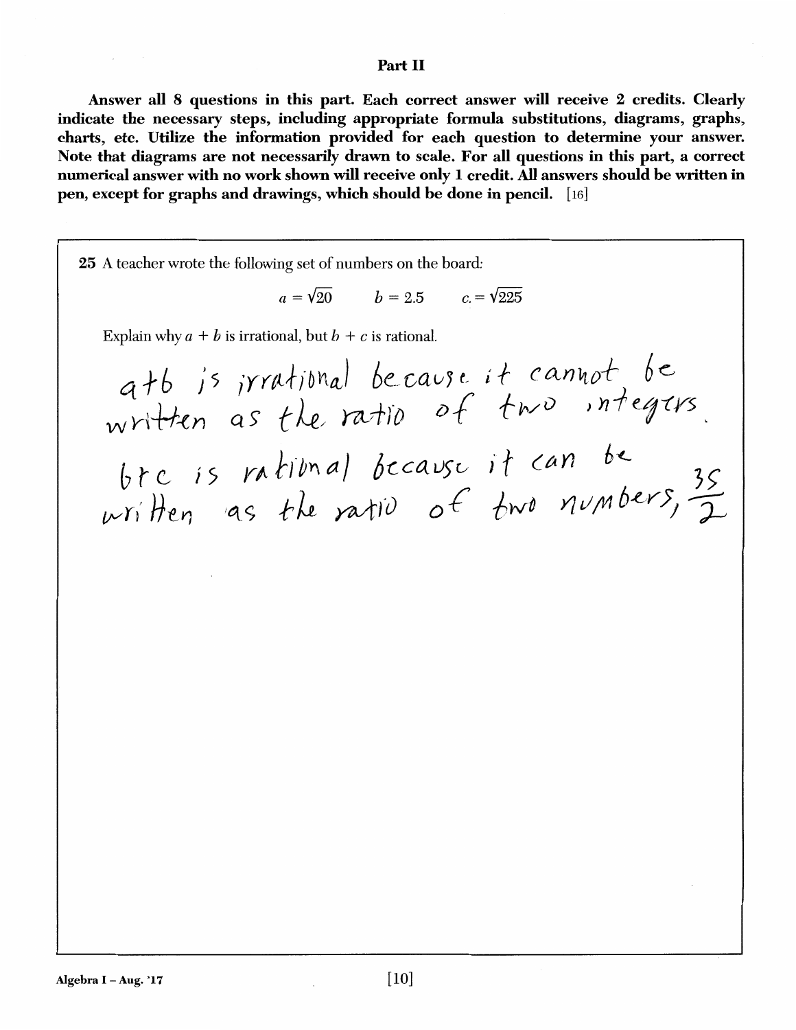## Part II

**Answer all 8 questions in this part. Each correct answer will receive 2 credits. Clearly indicate the necessary steps, including appropriate formula substitutions, diagrams, graphs, charts, etc. Utilize the information provided for each question to determine your answer. Note that diagrams are not necessarily drawn to scale. For all questions in this part, a correct numerical answer with no work shown will receive only 1 credit. All answers should be written in pen, except for graphs and drawings, which should be done in pencil.** [16]

**25** A teacher wrote the following set of numbers on the board:

$$a = \sqrt{20} \qquad b = 2.5 \qquad c = \sqrt{225}$$

Explain why $a + b$ is irrational, but $b + c$ is rational.

a+b is irrational because it cannot be written as the ratio of two integers.

b+c is rational because it can be written as the ratio of two numbers, $\frac{35}{2}$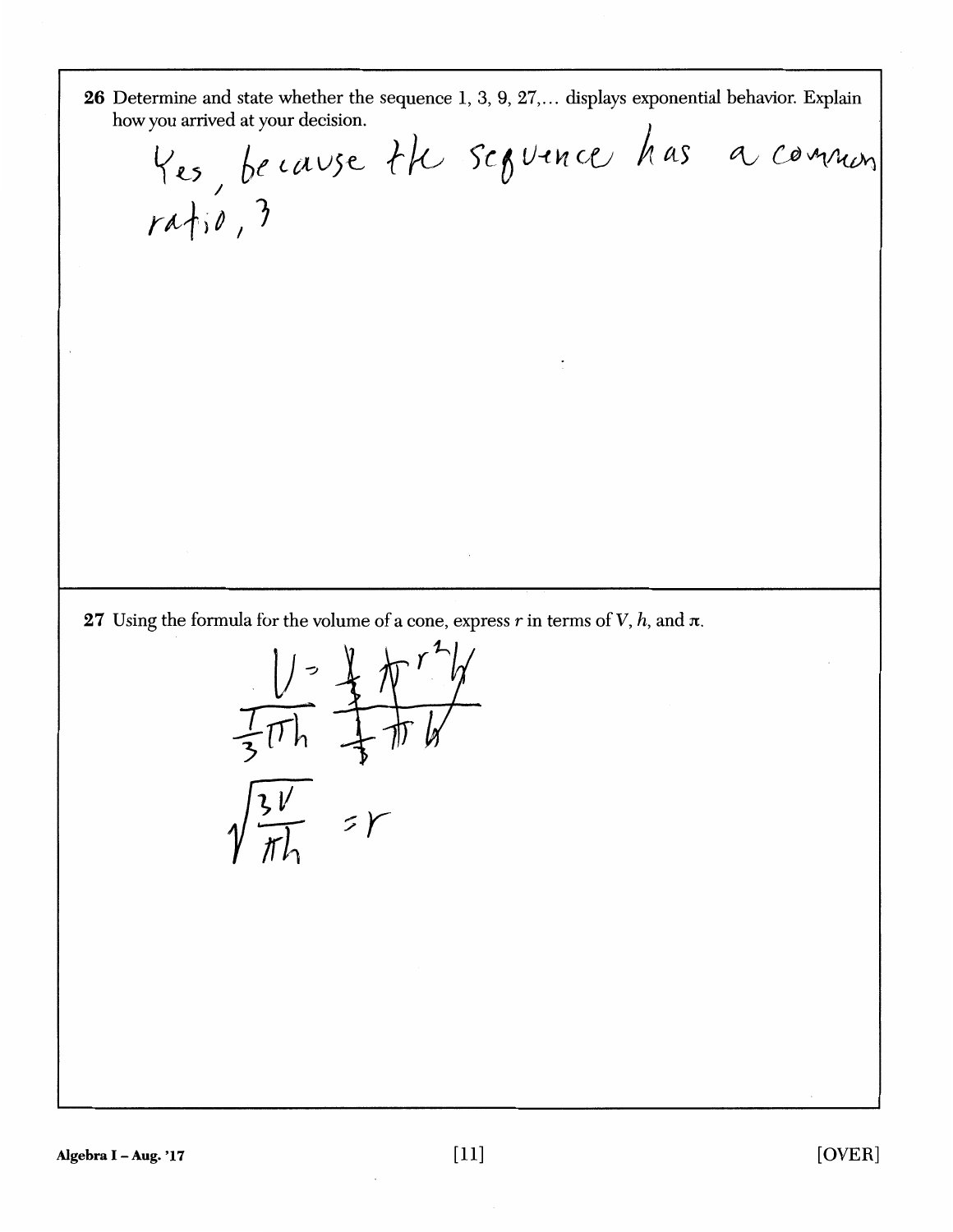26 Determine and state whether the sequence 1, 3, 9, 27,… displays exponential behavior. Explain how you arrived at your decision.

Yes, because the sequence has a common ratio, 3

27 Using the formula for the volume of a cone, express $r$ in terms of $V$, $h$, and $\pi$.

$$V = \frac{1}{3}\pi r^2 h$$

$$\frac{V}{\frac{1}{3}\pi h} \quad \frac{\frac{1}{3}\pi r^2 h}{\frac{1}{3}\pi h}$$

$$\sqrt{\frac{3V}{\pi h}} = r$$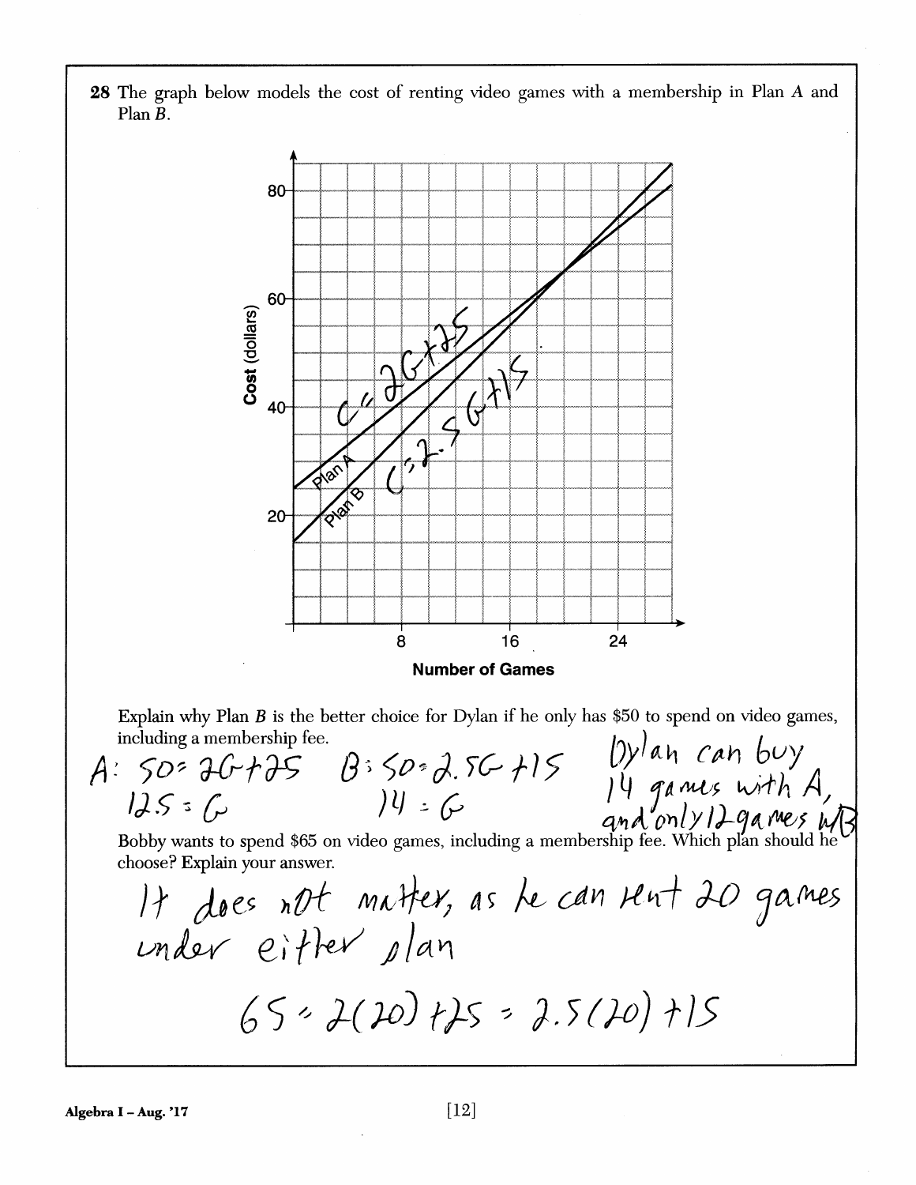**28** The graph below models the cost of renting video games with a membership in Plan *A* and Plan *B*.

Cost (dollars)

80

60

40

20

8 16 24

Number of Games

Plan A

Plan B

$C = 2G + 25$

$C = 2.5G + 15$

Explain why Plan *B* is the better choice for Dylan if he only has $50 to spend on video games, including a membership fee.

A: $50 = 2G + 25$
$12.5 = G$

B: $50 = 2.5G + 15$
$14 = G$

Dylan can buy 14 games with A, and only 12 games w/B

Bobby wants to spend $65 on video games, including a membership fee. Which plan should he choose? Explain your answer.

It does not matter, as he can rent 20 games under either plan

$65 = 2(20) + 25 = 2.5(20) + 15$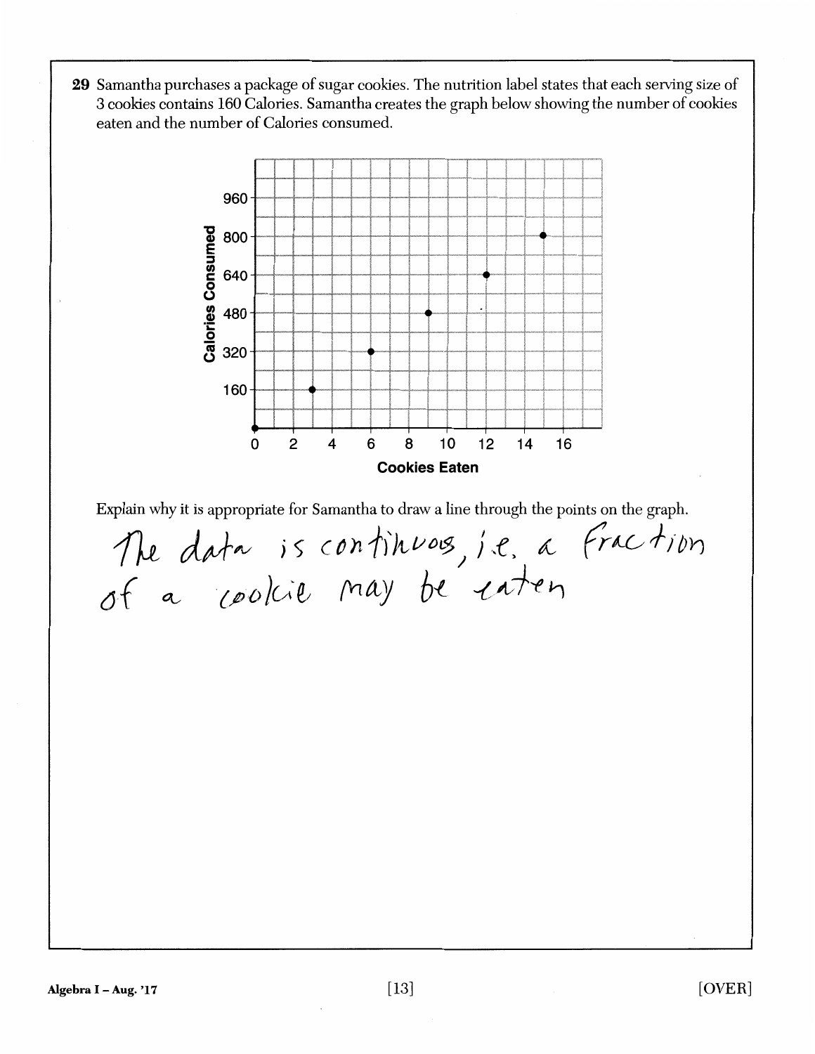**29** Samantha purchases a package of sugar cookies. The nutrition label states that each serving size of 3 cookies contains 160 Calories. Samantha creates the graph below showing the number of cookies eaten and the number of Calories consumed.

Explain why it is appropriate for Samantha to draw a line through the points on the graph.

The data is continuos, i.e. a fraction of a cookie may be eaten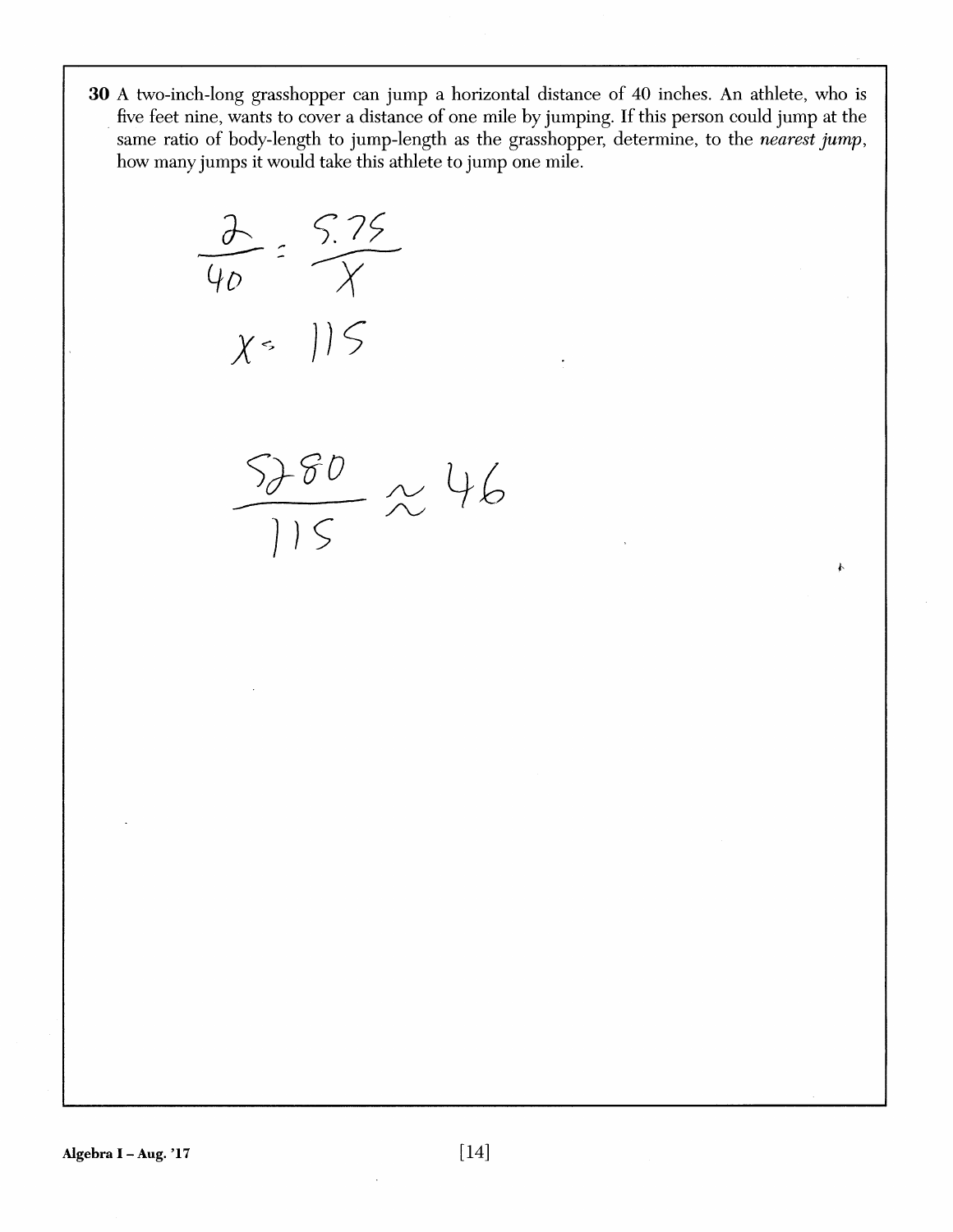**30** A two-inch-long grasshopper can jump a horizontal distance of 40 inches. An athlete, who is five feet nine, wants to cover a distance of one mile by jumping. If this person could jump at the same ratio of body-length to jump-length as the grasshopper, determine, to the *nearest jump*, how many jumps it would take this athlete to jump one mile.

$$\frac{2}{40} = \frac{5.75}{x}$$

$$x = 115$$

$$\frac{5280}{115} \approx 46$$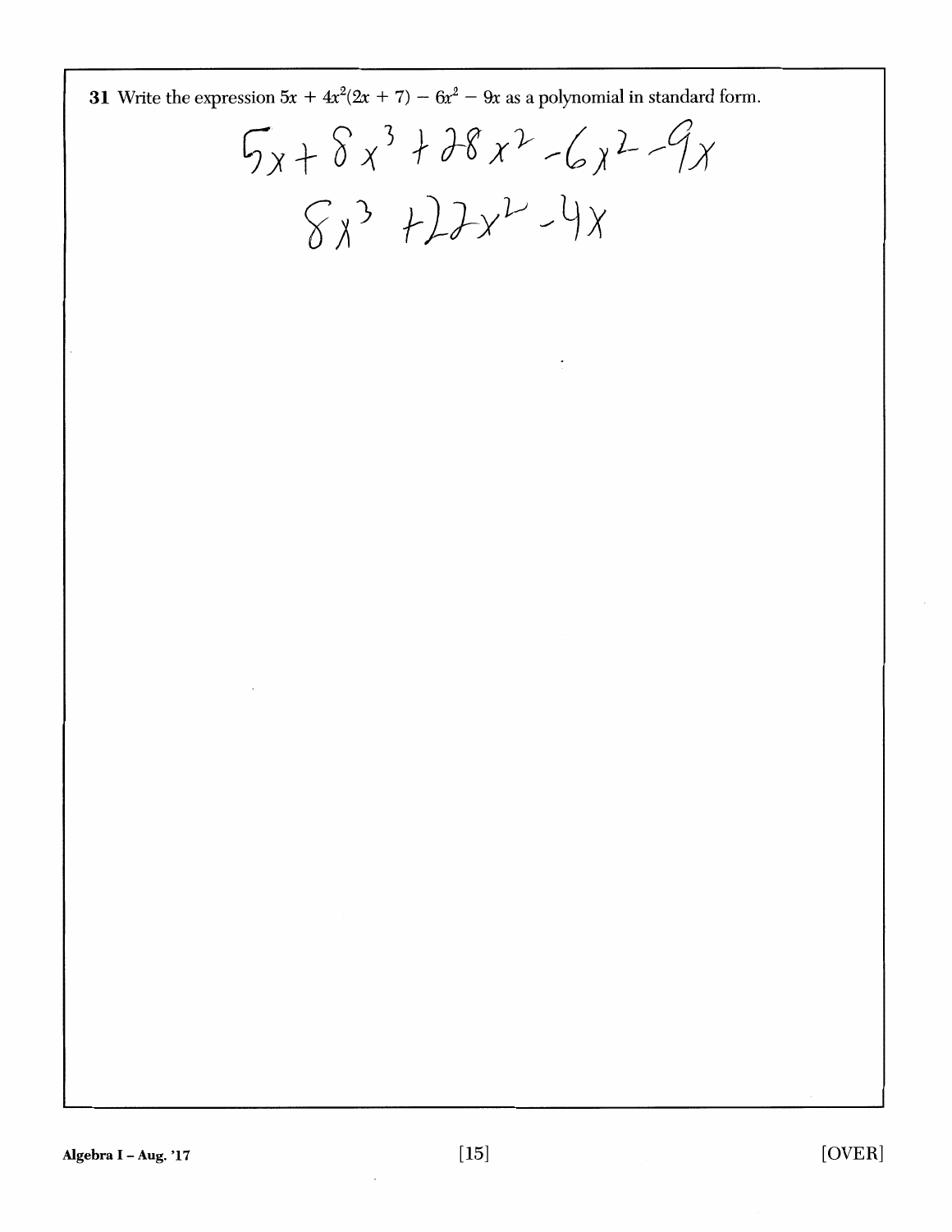**31** Write the expression $5x + 4x^2(2x + 7) - 6x^2 - 9x$ as a polynomial in standard form.

$$5x + 8x^3 + 28x^2 - 6x^2 - 9x$$

$$8x^3 + 22x^2 - 4x$$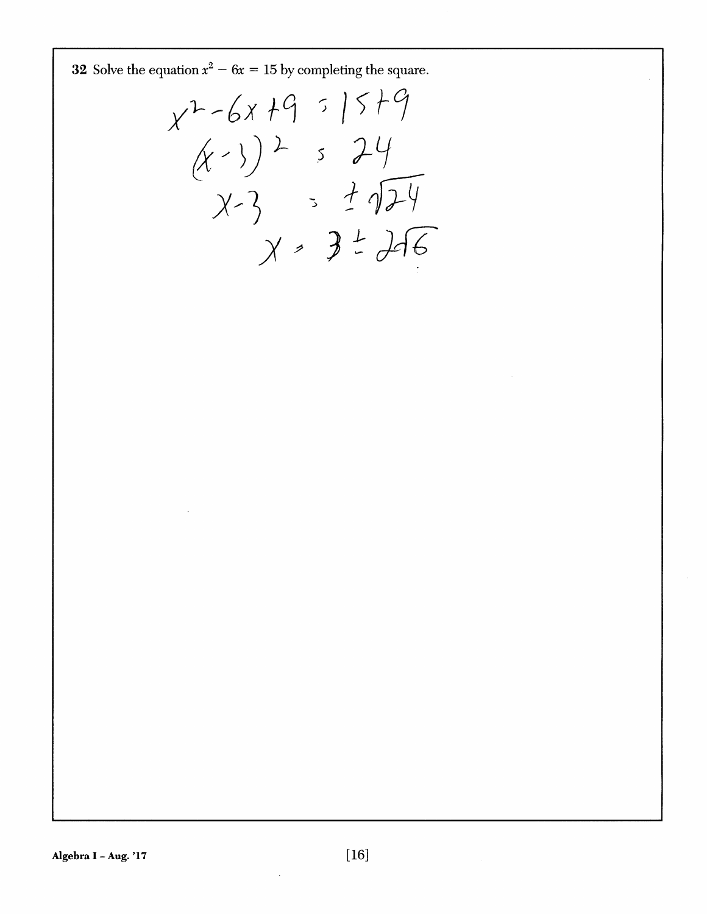**32** Solve the equation $x^2 - 6x = 15$ by completing the square.

$$x^2 - 6x + 9 = 15 + 9$$

$$(x-3)^2 = 24$$

$$x - 3 = \pm\sqrt{24}$$

$$x = 3 \pm 2\sqrt{6}$$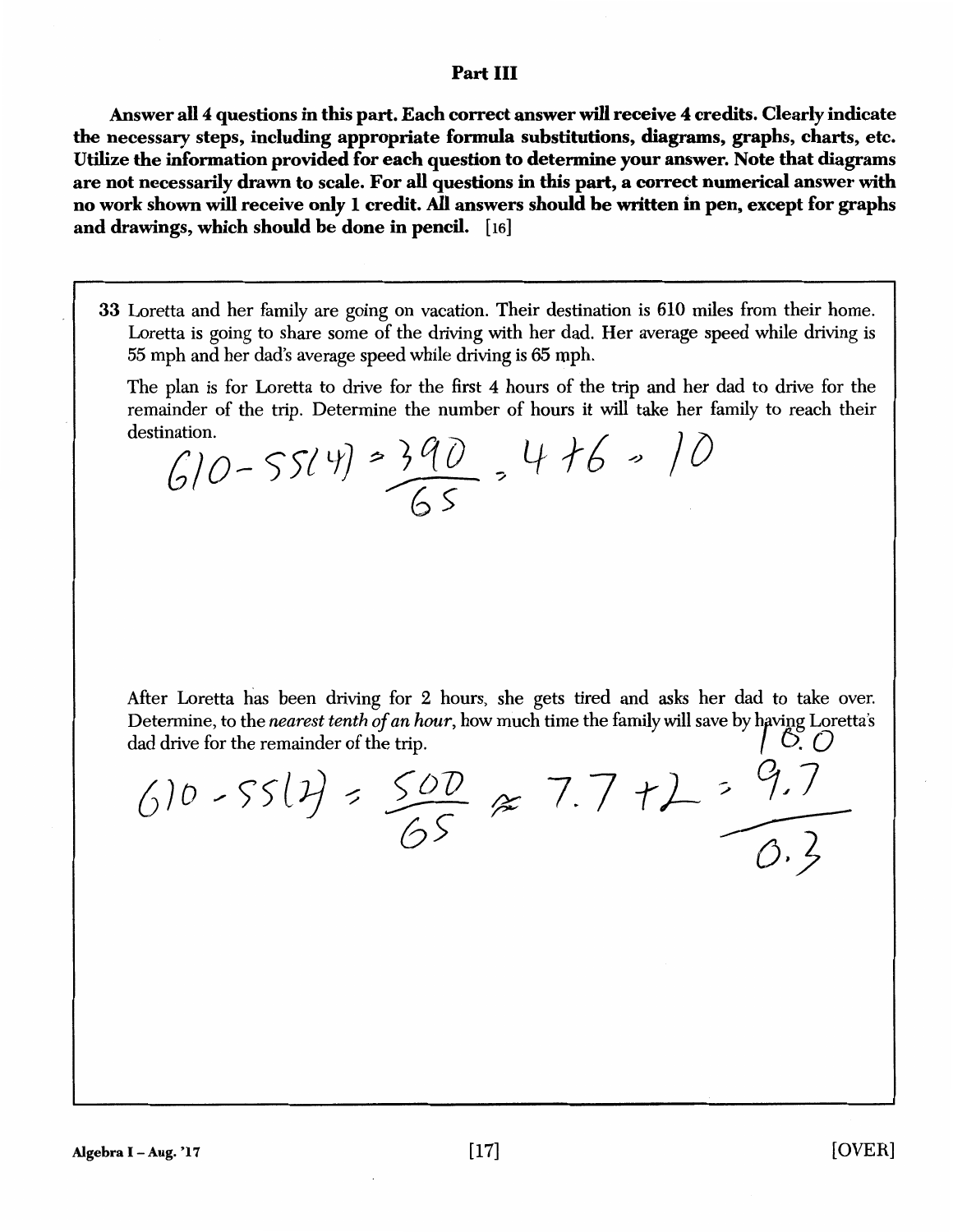# Part III

**Answer all 4 questions in this part. Each correct answer will receive 4 credits. Clearly indicate the necessary steps, including appropriate formula substitutions, diagrams, graphs, charts, etc. Utilize the information provided for each question to determine your answer. Note that diagrams are not necessarily drawn to scale. For all questions in this part, a correct numerical answer with no work shown will receive only 1 credit. All answers should be written in pen, except for graphs and drawings, which should be done in pencil.** [16]

**33** Loretta and her family are going on vacation. Their destination is 610 miles from their home. Loretta is going to share some of the driving with her dad. Her average speed while driving is 55 mph and her dad's average speed while driving is 65 mph.

The plan is for Loretta to drive for the first 4 hours of the trip and her dad to drive for the remainder of the trip. Determine the number of hours it will take her family to reach their destination.

$$610 - 55(4) = \frac{390}{65} = 4 + 6 = 10$$

After Loretta has been driving for 2 hours, she gets tired and asks her dad to take over. Determine, to the *nearest tenth of an hour*, how much time the family will save by having Loretta's dad drive for the remainder of the trip.

$$610 - 55(2) = \frac{500}{65} \approx 7.7 + 2 = 9.7$$

$$\begin{array}{r} 10.0 \\ 9.7 \\ \hline 0.3 \end{array}$$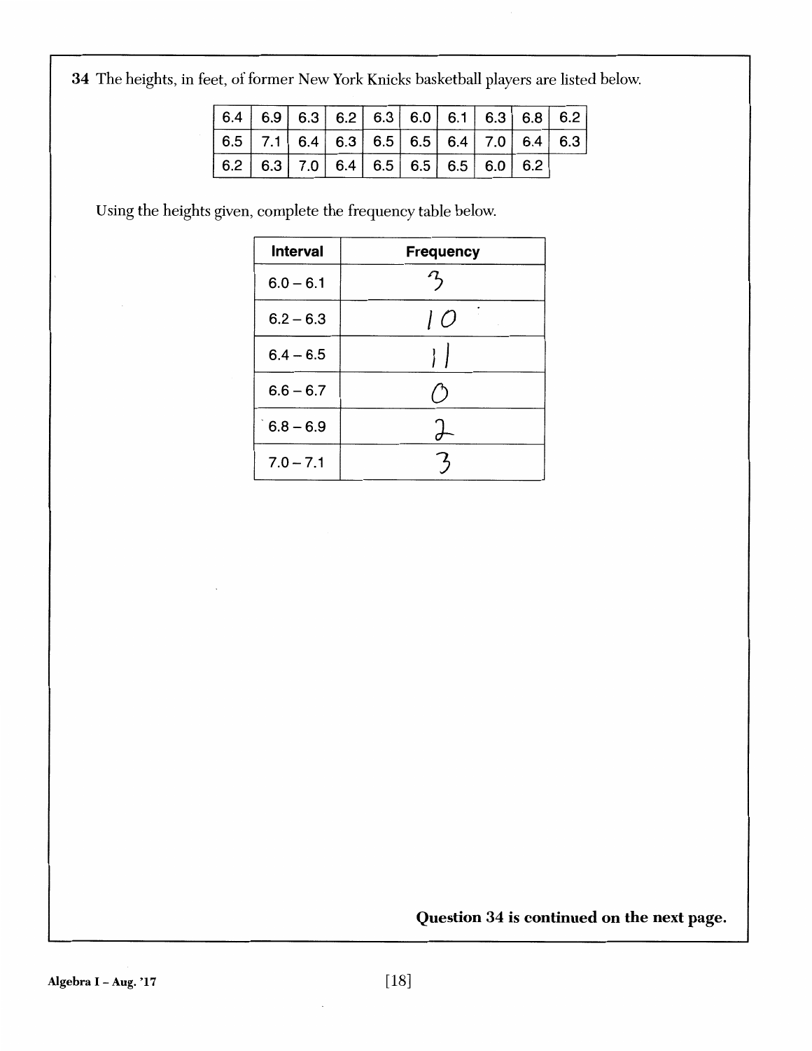**34** The heights, in feet, of former New York Knicks basketball players are listed below.

| | | | | | | | | | |
|---|---|---|---|---|---|---|---|---|---|
| 6.4 | 6.9 | 6.3 | 6.2 | 6.3 | 6.0 | 6.1 | 6.3 | 6.8 | 6.2 |
| 6.5 | 7.1 | 6.4 | 6.3 | 6.5 | 6.5 | 6.4 | 7.0 | 6.4 | 6.3 |
| 6.2 | 6.3 | 7.0 | 6.4 | 6.5 | 6.5 | 6.5 | 6.0 | 6.2 | |

Using the heights given, complete the frequency table below.

| Interval | Frequency |
|---|---|
| 6.0 – 6.1 | 3 |
| 6.2 – 6.3 | 10 |
| 6.4 – 6.5 | 11 |
| 6.6 – 6.7 | 0 |
| 6.8 – 6.9 | 2 |
| 7.0 – 7.1 | 3 |

**Question 34 is continued on the next page.**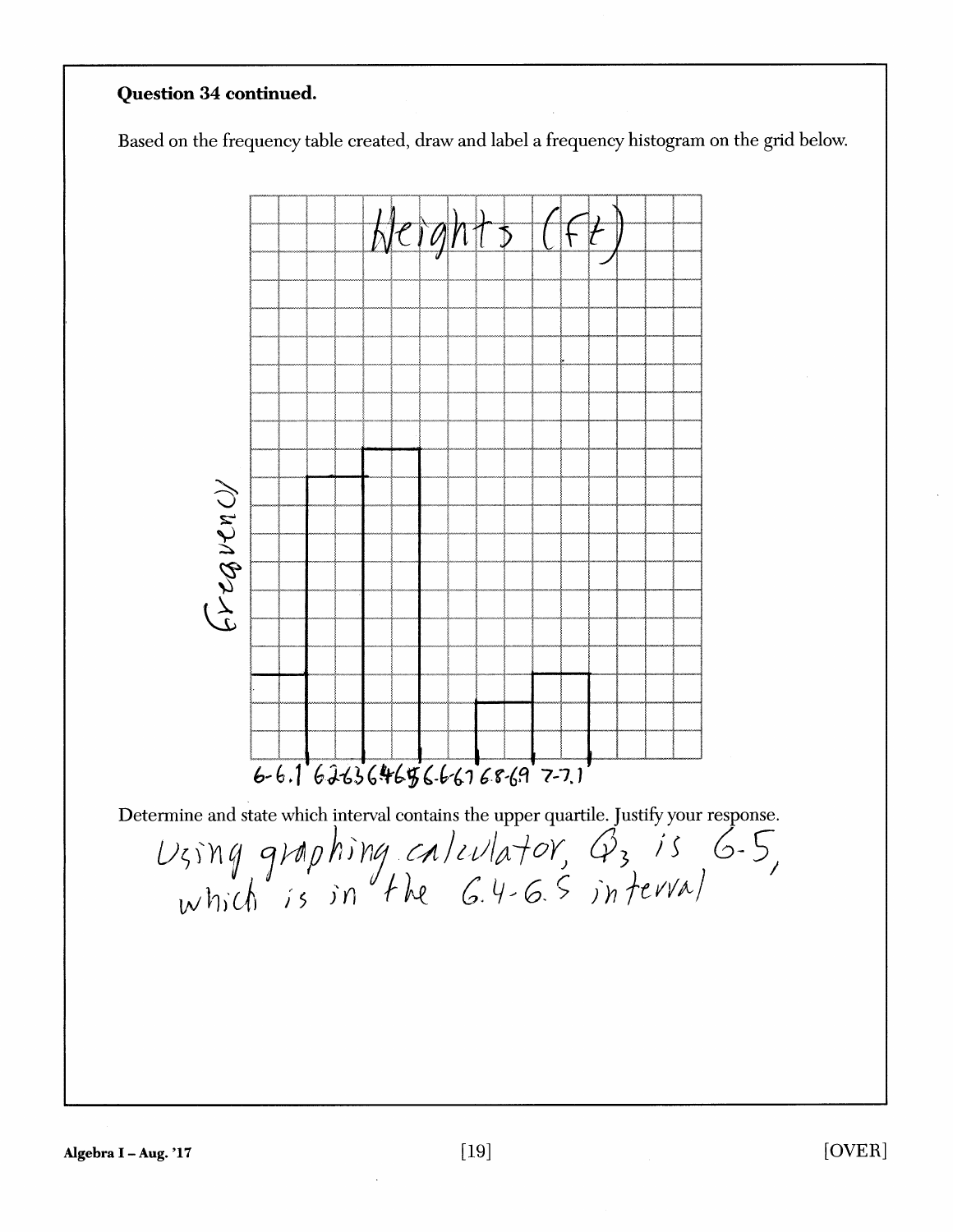**Question 34 continued.**

Based on the frequency table created, draw and label a frequency histogram on the grid below.

Heights (ft)

Frequency

6-6.1 6.2-6.3 6.4-6.5 6.6-6.7 6.8-6.9 7-7.1

Determine and state which interval contains the upper quartile. Justify your response.

Using graphing calculator, $Q_3$ is 6.5, which is in the 6.4-6.5 interval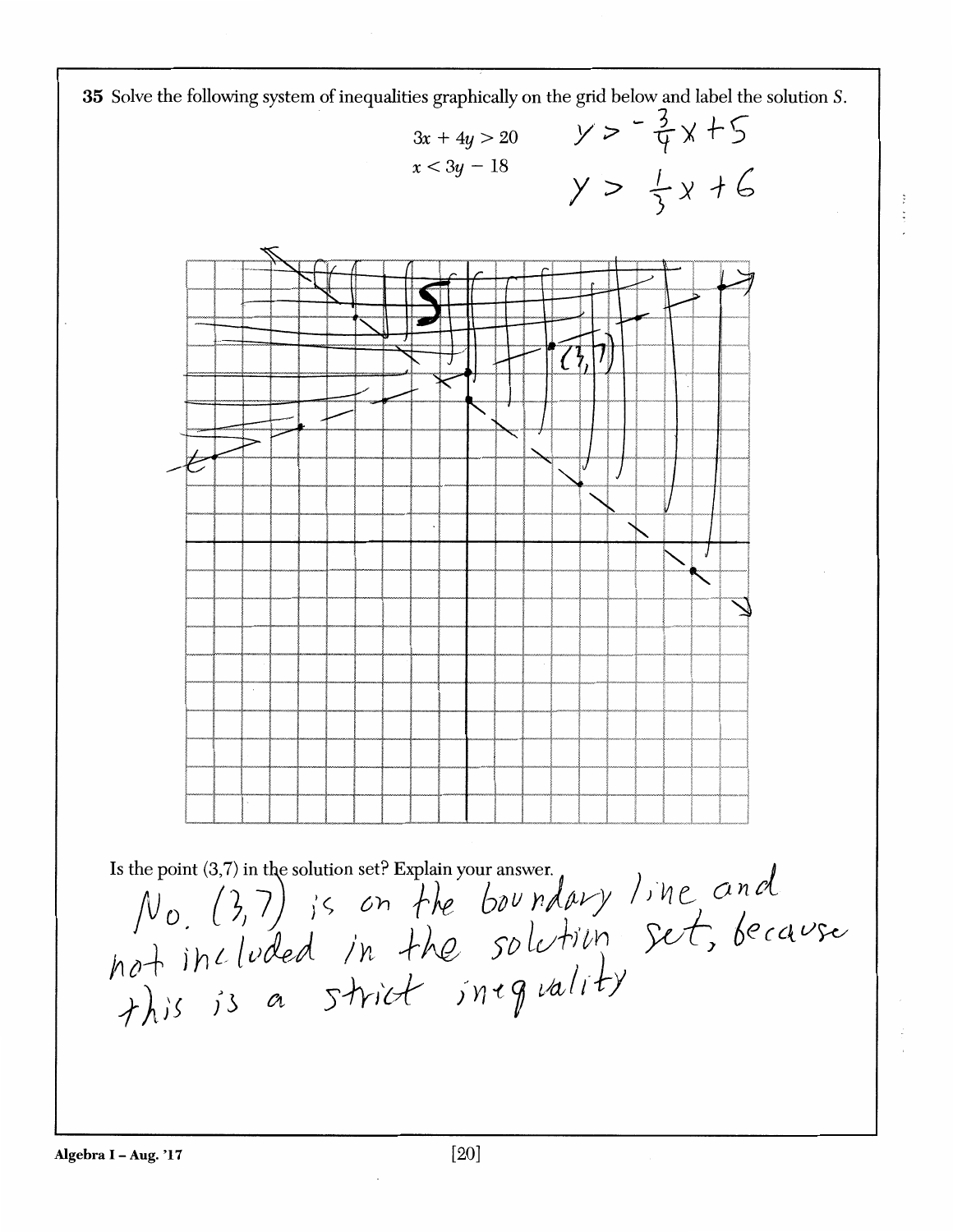**35** Solve the following system of inequalities graphically on the grid below and label the solution $S$.

$$3x + 4y > 20$$
$$x < 3y - 18$$

$y > -\frac{3}{4}x + 5$

$y > \frac{1}{3}x + 6$

S

(3,7)

Is the point (3,7) in the solution set? Explain your answer.

No. (3,7) is on the boundary line and not included in the solution set, because this is a strict inequality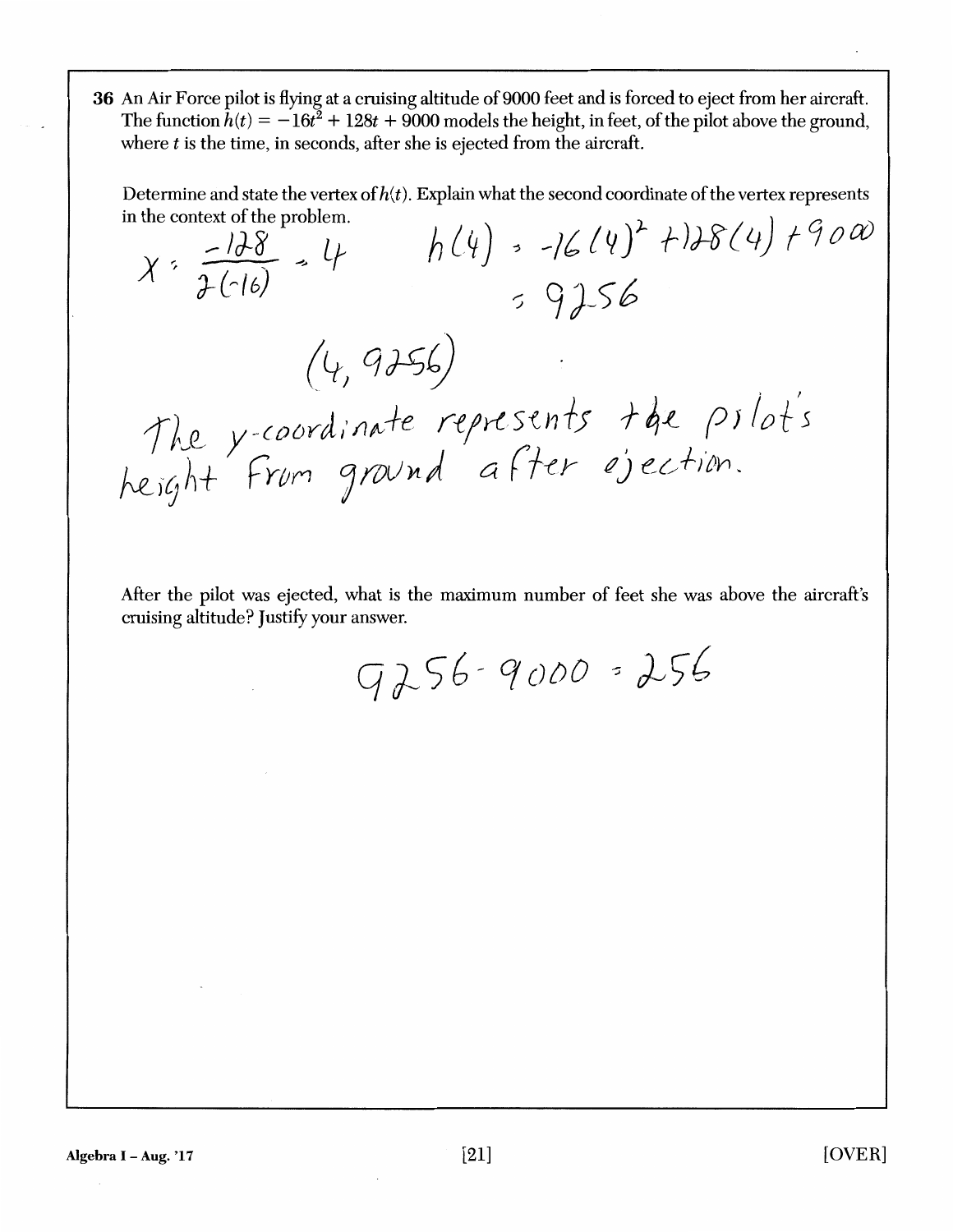**36** An Air Force pilot is flying at a cruising altitude of 9000 feet and is forced to eject from her aircraft. The function $h(t) = -16t^2 + 128t + 9000$ models the height, in feet, of the pilot above the ground, where $t$ is the time, in seconds, after she is ejected from the aircraft.

Determine and state the vertex of $h(t)$. Explain what the second coordinate of the vertex represents in the context of the problem.

$x = \frac{-128}{2(-16)} = 4$ $\quad h(4) = -16(4)^2 + 128(4) + 9000$

$= 9256$

$(4, 9256)$

The y-coordinate represents the pilot's height from ground after ejection.

After the pilot was ejected, what is the maximum number of feet she was above the aircraft's cruising altitude? Justify your answer.

$9256 - 9000 = 256$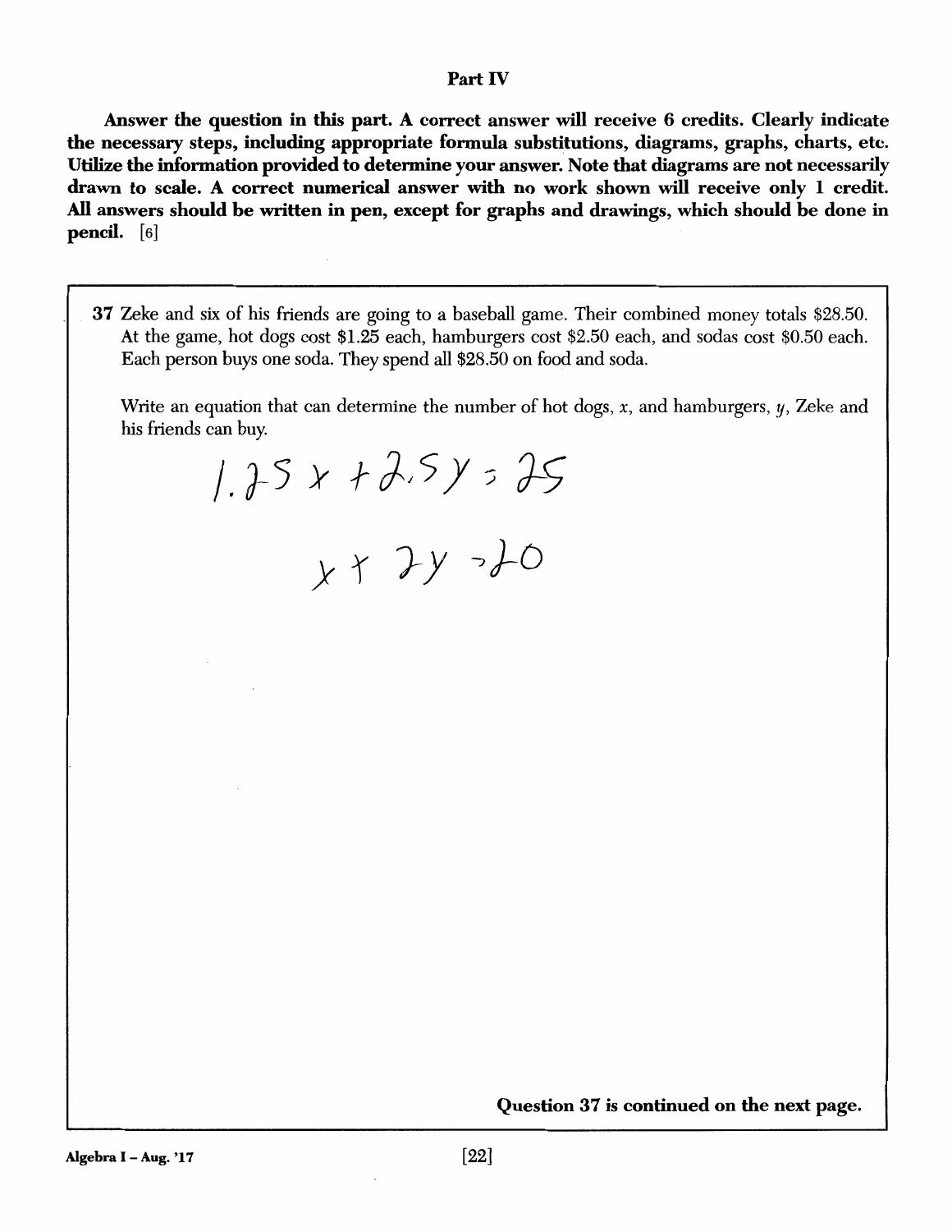## Part IV

**Answer the question in this part. A correct answer will receive 6 credits. Clearly indicate the necessary steps, including appropriate formula substitutions, diagrams, graphs, charts, etc. Utilize the information provided to determine your answer. Note that diagrams are not necessarily drawn to scale. A correct numerical answer with no work shown will receive only 1 credit. All answers should be written in pen, except for graphs and drawings, which should be done in pencil.** [6]

**37** Zeke and six of his friends are going to a baseball game. Their combined money totals \$28.50. At the game, hot dogs cost \$1.25 each, hamburgers cost \$2.50 each, and sodas cost \$0.50 each. Each person buys one soda. They spend all \$28.50 on food and soda.

Write an equation that can determine the number of hot dogs, $x$, and hamburgers, $y$, Zeke and his friends can buy.

$$1.25x + 2.5y = 25$$

$$x + 2y = 20$$

**Question 37 is continued on the next page.**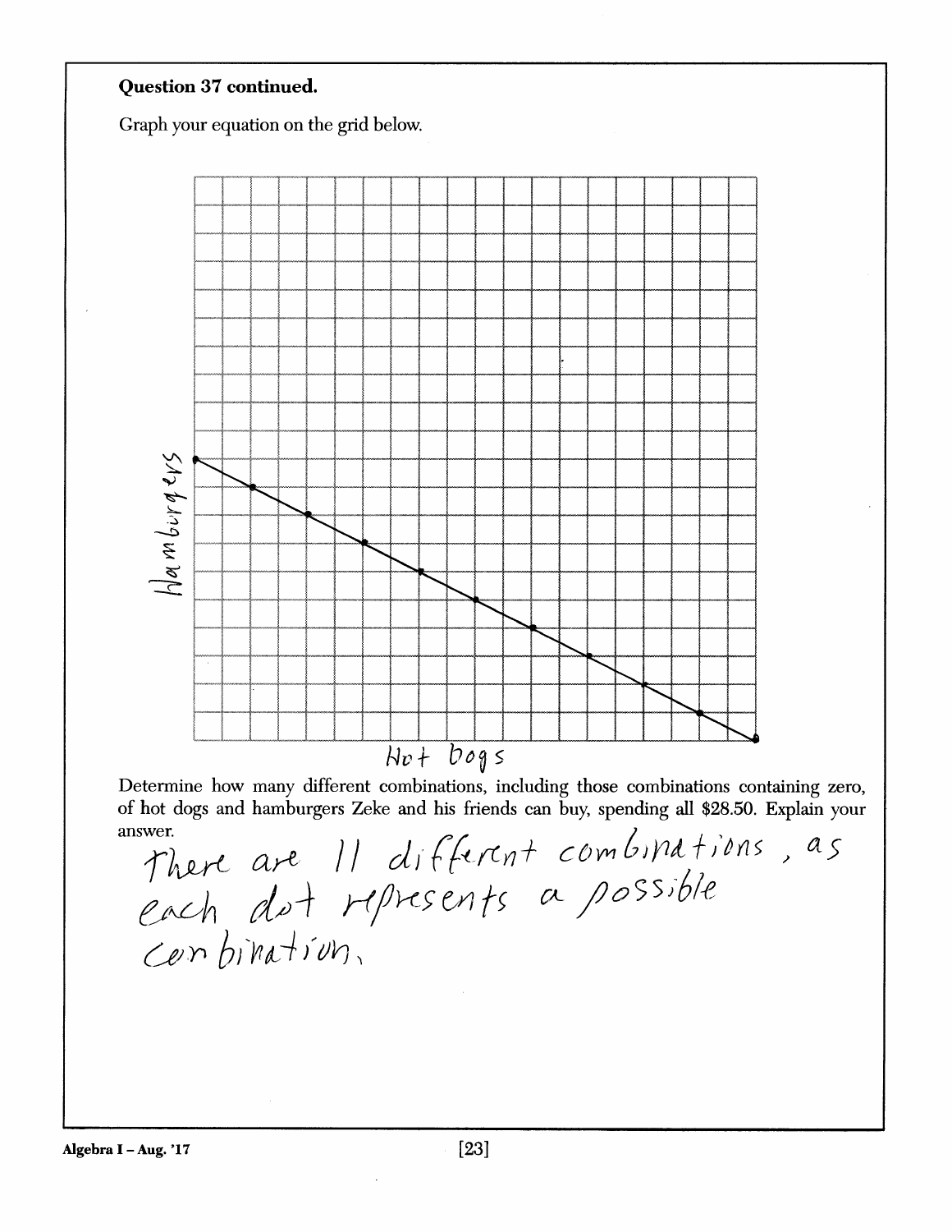**Question 37 continued.**

Graph your equation on the grid below.

Hamburgers

Hot Dogs

Determine how many different combinations, including those combinations containing zero, of hot dogs and hamburgers Zeke and his friends can buy, spending all \$28.50. Explain your answer.

There are 11 different combinations, as each dot represents a possible combination.